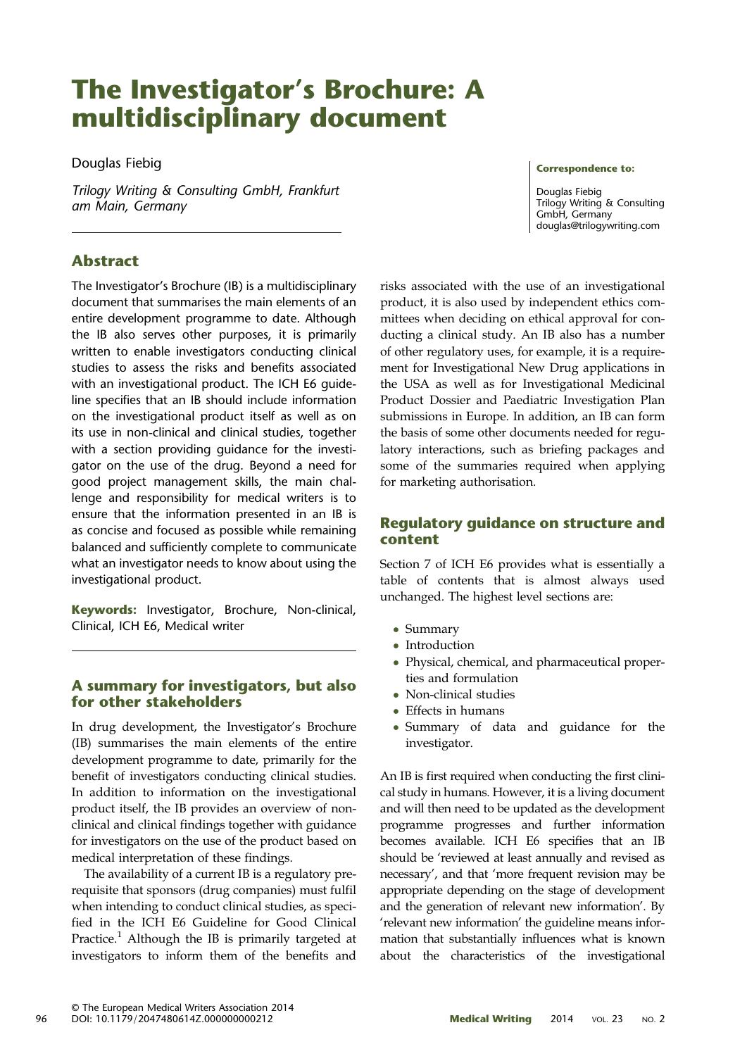# The Investigator's Brochure: A multidisciplinary document

Douglas Fiebig

*Trilogy Writing & Consulting GmbH, Frankfurt am Main, Germany*

**Correspondence to:**

Douglas Fiebig
Trilogy Writing & Consulting GmbH, Germany
douglas@trilogywriting.com

## Abstract

The Investigator's Brochure (IB) is a multidisciplinary document that summarises the main elements of an entire development programme to date. Although the IB also serves other purposes, it is primarily written to enable investigators conducting clinical studies to assess the risks and benefits associated with an investigational product. The ICH E6 guideline specifies that an IB should include information on the investigational product itself as well as on its use in non-clinical and clinical studies, together with a section providing guidance for the investigator on the use of the drug. Beyond a need for good project management skills, the main challenge and responsibility for medical writers is to ensure that the information presented in an IB is as concise and focused as possible while remaining balanced and sufficiently complete to communicate what an investigator needs to know about using the investigational product.

**Keywords:** Investigator, Brochure, Non-clinical, Clinical, ICH E6, Medical writer

## A summary for investigators, but also for other stakeholders

In drug development, the Investigator's Brochure (IB) summarises the main elements of the entire development programme to date, primarily for the benefit of investigators conducting clinical studies. In addition to information on the investigational product itself, the IB provides an overview of non-clinical and clinical findings together with guidance for investigators on the use of the product based on medical interpretation of these findings.

The availability of a current IB is a regulatory prerequisite that sponsors (drug companies) must fulfil when intending to conduct clinical studies, as specified in the ICH E6 Guideline for Good Clinical Practice.[1] Although the IB is primarily targeted at investigators to inform them of the benefits and risks associated with the use of an investigational product, it is also used by independent ethics committees when deciding on ethical approval for conducting a clinical study. An IB also has a number of other regulatory uses, for example, it is a requirement for Investigational New Drug applications in the USA as well as for Investigational Medicinal Product Dossier and Paediatric Investigation Plan submissions in Europe. In addition, an IB can form the basis of some other documents needed for regulatory interactions, such as briefing packages and some of the summaries required when applying for marketing authorisation.

## Regulatory guidance on structure and content

Section 7 of ICH E6 provides what is essentially a table of contents that is almost always used unchanged. The highest level sections are:

- Summary
- Introduction
- Physical, chemical, and pharmaceutical properties and formulation
- Non-clinical studies
- Effects in humans
- Summary of data and guidance for the investigator.

An IB is first required when conducting the first clinical study in humans. However, it is a living document and will then need to be updated as the development programme progresses and further information becomes available. ICH E6 specifies that an IB should be 'reviewed at least annually and revised as necessary', and that 'more frequent revision may be appropriate depending on the stage of development and the generation of relevant new information'. By 'relevant new information' the guideline means information that substantially influences what is known about the characteristics of the investigational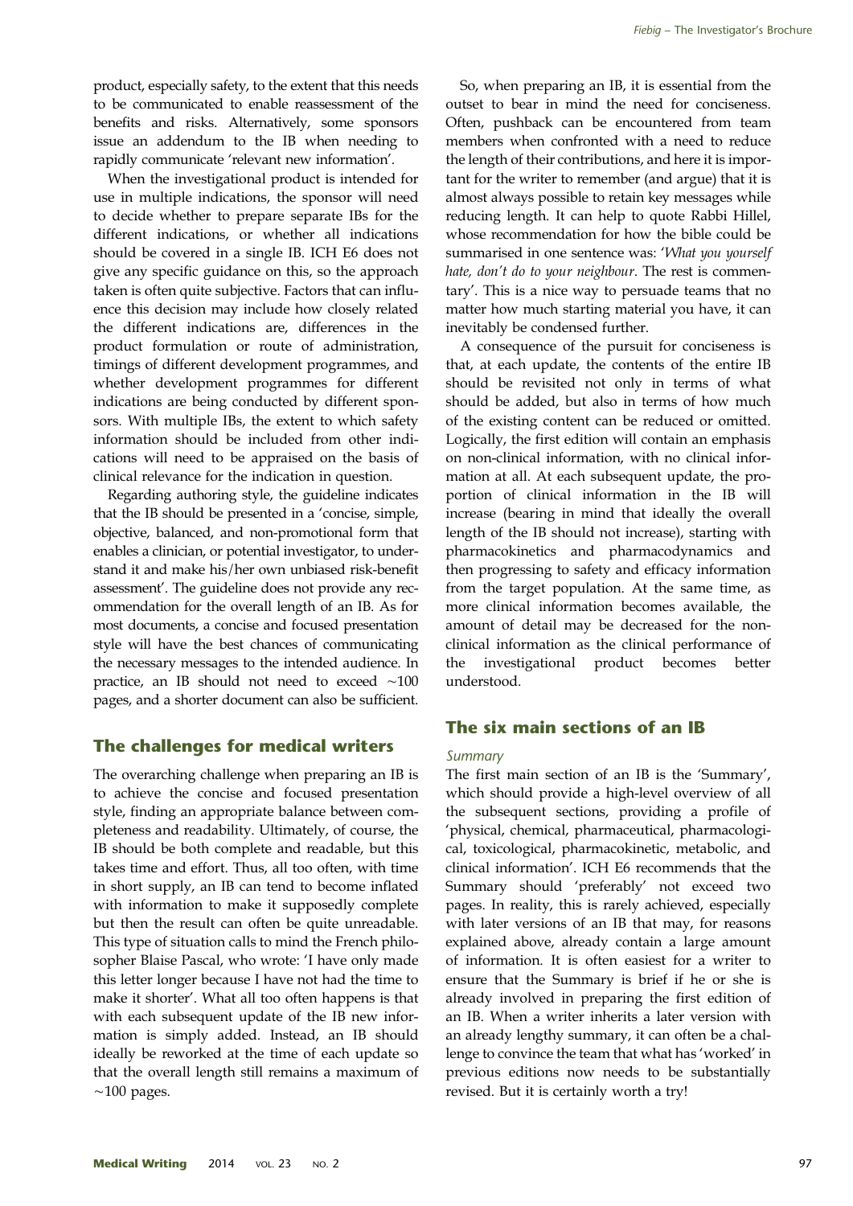product, especially safety, to the extent that this needs to be communicated to enable reassessment of the benefits and risks. Alternatively, some sponsors issue an addendum to the IB when needing to rapidly communicate 'relevant new information'.

When the investigational product is intended for use in multiple indications, the sponsor will need to decide whether to prepare separate IBs for the different indications, or whether all indications should be covered in a single IB. ICH E6 does not give any specific guidance on this, so the approach taken is often quite subjective. Factors that can influence this decision may include how closely related the different indications are, differences in the product formulation or route of administration, timings of different development programmes, and whether development programmes for different indications are being conducted by different sponsors. With multiple IBs, the extent to which safety information should be included from other indications will need to be appraised on the basis of clinical relevance for the indication in question.

Regarding authoring style, the guideline indicates that the IB should be presented in a 'concise, simple, objective, balanced, and non-promotional form that enables a clinician, or potential investigator, to understand it and make his/her own unbiased risk-benefit assessment'. The guideline does not provide any recommendation for the overall length of an IB. As for most documents, a concise and focused presentation style will have the best chances of communicating the necessary messages to the intended audience. In practice, an IB should not need to exceed ~100 pages, and a shorter document can also be sufficient.

## The challenges for medical writers

The overarching challenge when preparing an IB is to achieve the concise and focused presentation style, finding an appropriate balance between completeness and readability. Ultimately, of course, the IB should be both complete and readable, but this takes time and effort. Thus, all too often, with time in short supply, an IB can tend to become inflated with information to make it supposedly complete but then the result can often be quite unreadable. This type of situation calls to mind the French philosopher Blaise Pascal, who wrote: 'I have only made this letter longer because I have not had the time to make it shorter'. What all too often happens is that with each subsequent update of the IB new information is simply added. Instead, an IB should ideally be reworked at the time of each update so that the overall length still remains a maximum of ~100 pages.

So, when preparing an IB, it is essential from the outset to bear in mind the need for conciseness. Often, pushback can be encountered from team members when confronted with a need to reduce the length of their contributions, and here it is important for the writer to remember (and argue) that it is almost always possible to retain key messages while reducing length. It can help to quote Rabbi Hillel, whose recommendation for how the bible could be summarised in one sentence was: '*What you yourself hate, don't do to your neighbour*. The rest is commentary'. This is a nice way to persuade teams that no matter how much starting material you have, it can inevitably be condensed further.

A consequence of the pursuit for conciseness is that, at each update, the contents of the entire IB should be revisited not only in terms of what should be added, but also in terms of how much of the existing content can be reduced or omitted. Logically, the first edition will contain an emphasis on non-clinical information, with no clinical information at all. At each subsequent update, the proportion of clinical information in the IB will increase (bearing in mind that ideally the overall length of the IB should not increase), starting with pharmacokinetics and pharmacodynamics and then progressing to safety and efficacy information from the target population. At the same time, as more clinical information becomes available, the amount of detail may be decreased for the non-clinical information as the clinical performance of the investigational product becomes better understood.

## The six main sections of an IB

### *Summary*

The first main section of an IB is the 'Summary', which should provide a high-level overview of all the subsequent sections, providing a profile of 'physical, chemical, pharmaceutical, pharmacological, toxicological, pharmacokinetic, metabolic, and clinical information'. ICH E6 recommends that the Summary should 'preferably' not exceed two pages. In reality, this is rarely achieved, especially with later versions of an IB that may, for reasons explained above, already contain a large amount of information. It is often easiest for a writer to ensure that the Summary is brief if he or she is already involved in preparing the first edition of an IB. When a writer inherits a later version with an already lengthy summary, it can often be a challenge to convince the team that what has 'worked' in previous editions now needs to be substantially revised. But it is certainly worth a try!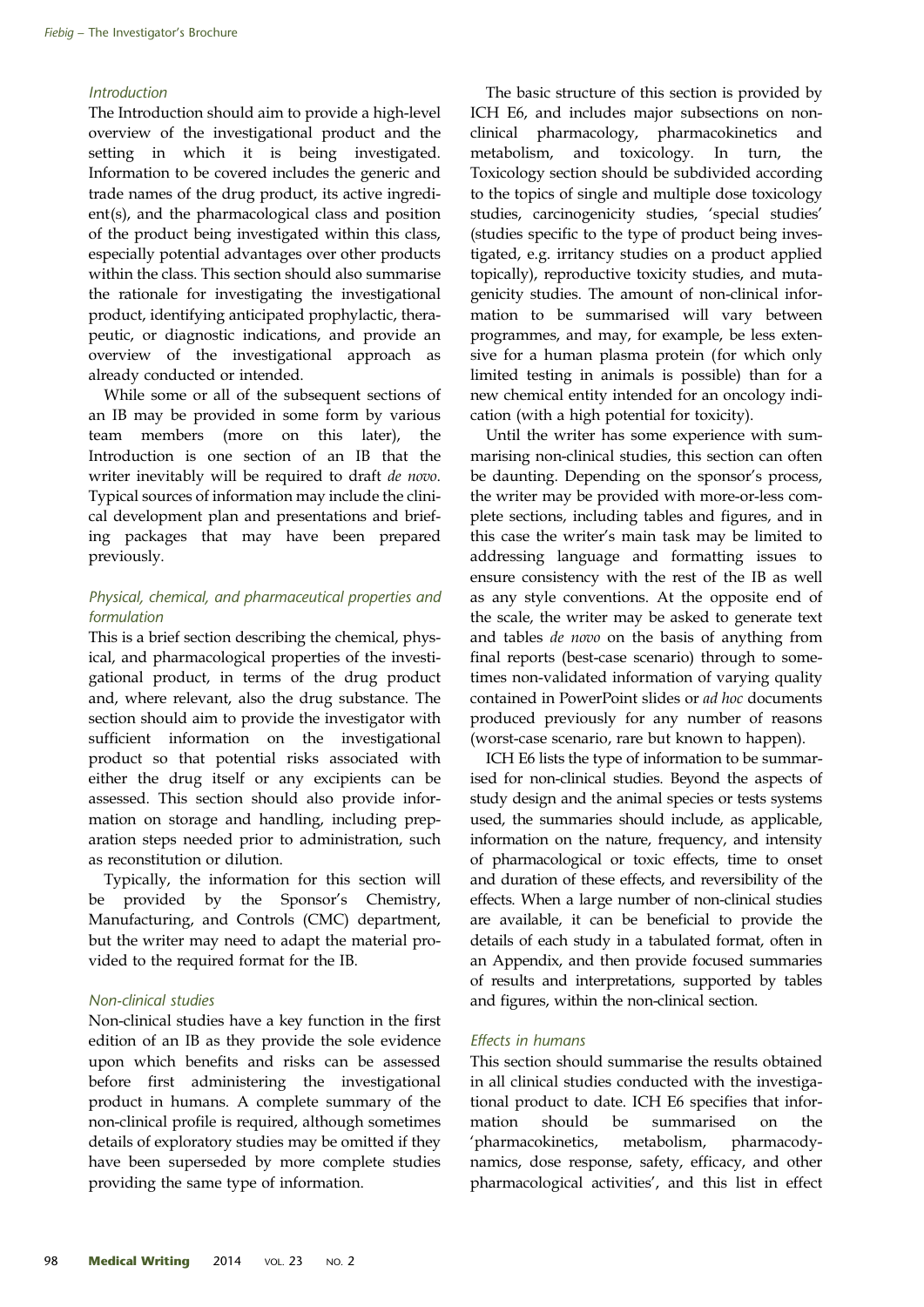### *Introduction*

The Introduction should aim to provide a high-level overview of the investigational product and the setting in which it is being investigated. Information to be covered includes the generic and trade names of the drug product, its active ingredient(s), and the pharmacological class and position of the product being investigated within this class, especially potential advantages over other products within the class. This section should also summarise the rationale for investigating the investigational product, identifying anticipated prophylactic, therapeutic, or diagnostic indications, and provide an overview of the investigational approach as already conducted or intended.

While some or all of the subsequent sections of an IB may be provided in some form by various team members (more on this later), the Introduction is one section of an IB that the writer inevitably will be required to draft *de novo*. Typical sources of information may include the clinical development plan and presentations and briefing packages that may have been prepared previously.

### *Physical, chemical, and pharmaceutical properties and formulation*

This is a brief section describing the chemical, physical, and pharmacological properties of the investigational product, in terms of the drug product and, where relevant, also the drug substance. The section should aim to provide the investigator with sufficient information on the investigational product so that potential risks associated with either the drug itself or any excipients can be assessed. This section should also provide information on storage and handling, including preparation steps needed prior to administration, such as reconstitution or dilution.

Typically, the information for this section will be provided by the Sponsor's Chemistry, Manufacturing, and Controls (CMC) department, but the writer may need to adapt the material provided to the required format for the IB.

### *Non-clinical studies*

Non-clinical studies have a key function in the first edition of an IB as they provide the sole evidence upon which benefits and risks can be assessed before first administering the investigational product in humans. A complete summary of the non-clinical profile is required, although sometimes details of exploratory studies may be omitted if they have been superseded by more complete studies providing the same type of information.

The basic structure of this section is provided by ICH E6, and includes major subsections on non-clinical pharmacology, pharmacokinetics and metabolism, and toxicology. In turn, the Toxicology section should be subdivided according to the topics of single and multiple dose toxicology studies, carcinogenicity studies, 'special studies' (studies specific to the type of product being investigated, e.g. irritancy studies on a product applied topically), reproductive toxicity studies, and mutagenicity studies. The amount of non-clinical information to be summarised will vary between programmes, and may, for example, be less extensive for a human plasma protein (for which only limited testing in animals is possible) than for a new chemical entity intended for an oncology indication (with a high potential for toxicity).

Until the writer has some experience with summarising non-clinical studies, this section can often be daunting. Depending on the sponsor's process, the writer may be provided with more-or-less complete sections, including tables and figures, and in this case the writer's main task may be limited to addressing language and formatting issues to ensure consistency with the rest of the IB as well as any style conventions. At the opposite end of the scale, the writer may be asked to generate text and tables *de novo* on the basis of anything from final reports (best-case scenario) through to sometimes non-validated information of varying quality contained in PowerPoint slides or *ad hoc* documents produced previously for any number of reasons (worst-case scenario, rare but known to happen).

ICH E6 lists the type of information to be summarised for non-clinical studies. Beyond the aspects of study design and the animal species or tests systems used, the summaries should include, as applicable, information on the nature, frequency, and intensity of pharmacological or toxic effects, time to onset and duration of these effects, and reversibility of the effects. When a large number of non-clinical studies are available, it can be beneficial to provide the details of each study in a tabulated format, often in an Appendix, and then provide focused summaries of results and interpretations, supported by tables and figures, within the non-clinical section.

### *Effects in humans*

This section should summarise the results obtained in all clinical studies conducted with the investigational product to date. ICH E6 specifies that information should be summarised on the 'pharmacokinetics, metabolism, pharmacodynamics, dose response, safety, efficacy, and other pharmacological activities', and this list in effect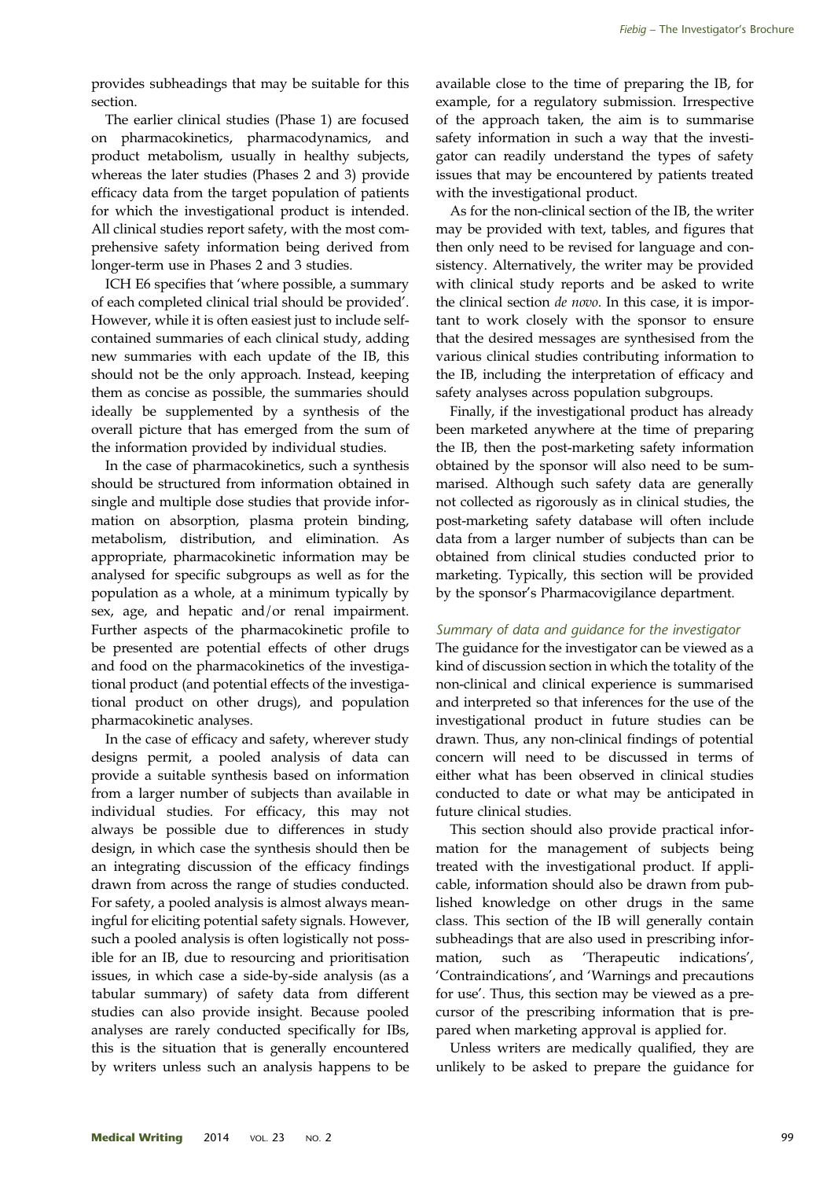provides subheadings that may be suitable for this section.

The earlier clinical studies (Phase 1) are focused on pharmacokinetics, pharmacodynamics, and product metabolism, usually in healthy subjects, whereas the later studies (Phases 2 and 3) provide efficacy data from the target population of patients for which the investigational product is intended. All clinical studies report safety, with the most comprehensive safety information being derived from longer-term use in Phases 2 and 3 studies.

ICH E6 specifies that 'where possible, a summary of each completed clinical trial should be provided'. However, while it is often easiest just to include self-contained summaries of each clinical study, adding new summaries with each update of the IB, this should not be the only approach. Instead, keeping them as concise as possible, the summaries should ideally be supplemented by a synthesis of the overall picture that has emerged from the sum of the information provided by individual studies.

In the case of pharmacokinetics, such a synthesis should be structured from information obtained in single and multiple dose studies that provide information on absorption, plasma protein binding, metabolism, distribution, and elimination. As appropriate, pharmacokinetic information may be analysed for specific subgroups as well as for the population as a whole, at a minimum typically by sex, age, and hepatic and/or renal impairment. Further aspects of the pharmacokinetic profile to be presented are potential effects of other drugs and food on the pharmacokinetics of the investigational product (and potential effects of the investigational product on other drugs), and population pharmacokinetic analyses.

In the case of efficacy and safety, wherever study designs permit, a pooled analysis of data can provide a suitable synthesis based on information from a larger number of subjects than available in individual studies. For efficacy, this may not always be possible due to differences in study design, in which case the synthesis should then be an integrating discussion of the efficacy findings drawn from across the range of studies conducted. For safety, a pooled analysis is almost always meaningful for eliciting potential safety signals. However, such a pooled analysis is often logistically not possible for an IB, due to resourcing and prioritisation issues, in which case a side-by-side analysis (as a tabular summary) of safety data from different studies can also provide insight. Because pooled analyses are rarely conducted specifically for IBs, this is the situation that is generally encountered by writers unless such an analysis happens to be available close to the time of preparing the IB, for example, for a regulatory submission. Irrespective of the approach taken, the aim is to summarise safety information in such a way that the investigator can readily understand the types of safety issues that may be encountered by patients treated with the investigational product.

As for the non-clinical section of the IB, the writer may be provided with text, tables, and figures that then only need to be revised for language and consistency. Alternatively, the writer may be provided with clinical study reports and be asked to write the clinical section *de novo*. In this case, it is important to work closely with the sponsor to ensure that the desired messages are synthesised from the various clinical studies contributing information to the IB, including the interpretation of efficacy and safety analyses across population subgroups.

Finally, if the investigational product has already been marketed anywhere at the time of preparing the IB, then the post-marketing safety information obtained by the sponsor will also need to be summarised. Although such safety data are generally not collected as rigorously as in clinical studies, the post-marketing safety database will often include data from a larger number of subjects than can be obtained from clinical studies conducted prior to marketing. Typically, this section will be provided by the sponsor's Pharmacovigilance department.

### *Summary of data and guidance for the investigator*

The guidance for the investigator can be viewed as a kind of discussion section in which the totality of the non-clinical and clinical experience is summarised and interpreted so that inferences for the use of the investigational product in future studies can be drawn. Thus, any non-clinical findings of potential concern will need to be discussed in terms of either what has been observed in clinical studies conducted to date or what may be anticipated in future clinical studies.

This section should also provide practical information for the management of subjects being treated with the investigational product. If applicable, information should also be drawn from published knowledge on other drugs in the same class. This section of the IB will generally contain subheadings that are also used in prescribing information, such as 'Therapeutic indications', 'Contraindications', and 'Warnings and precautions for use'. Thus, this section may be viewed as a precursor of the prescribing information that is prepared when marketing approval is applied for.

Unless writers are medically qualified, they are unlikely to be asked to prepare the guidance for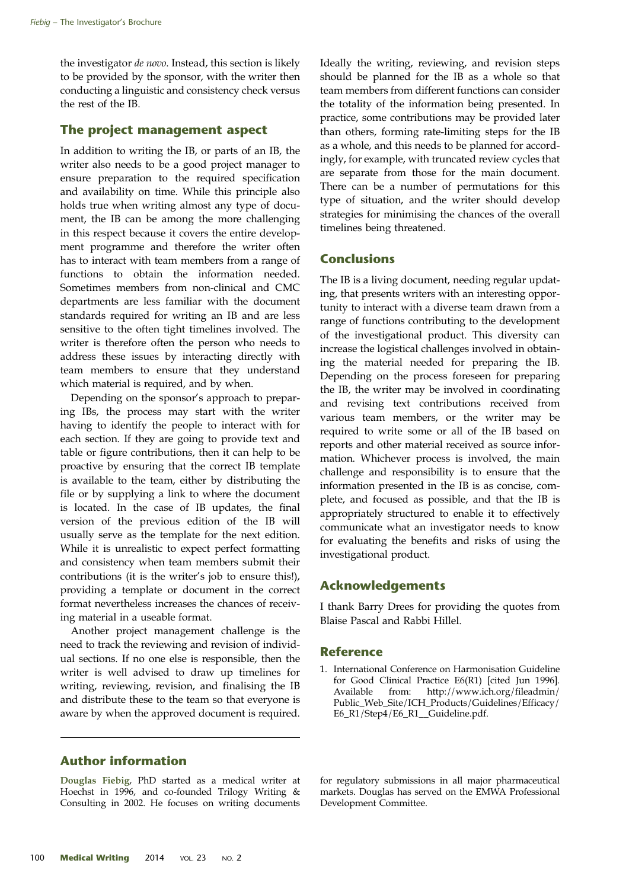the investigator *de novo*. Instead, this section is likely to be provided by the sponsor, with the writer then conducting a linguistic and consistency check versus the rest of the IB.

## The project management aspect

In addition to writing the IB, or parts of an IB, the writer also needs to be a good project manager to ensure preparation to the required specification and availability on time. While this principle also holds true when writing almost any type of document, the IB can be among the more challenging in this respect because it covers the entire development programme and therefore the writer often has to interact with team members from a range of functions to obtain the information needed. Sometimes members from non-clinical and CMC departments are less familiar with the document standards required for writing an IB and are less sensitive to the often tight timelines involved. The writer is therefore often the person who needs to address these issues by interacting directly with team members to ensure that they understand which material is required, and by when.

Depending on the sponsor's approach to preparing IBs, the process may start with the writer having to identify the people to interact with for each section. If they are going to provide text and table or figure contributions, then it can help to be proactive by ensuring that the correct IB template is available to the team, either by distributing the file or by supplying a link to where the document is located. In the case of IB updates, the final version of the previous edition of the IB will usually serve as the template for the next edition. While it is unrealistic to expect perfect formatting and consistency when team members submit their contributions (it is the writer's job to ensure this!), providing a template or document in the correct format nevertheless increases the chances of receiving material in a useable format.

Another project management challenge is the need to track the reviewing and revision of individual sections. If no one else is responsible, then the writer is well advised to draw up timelines for writing, reviewing, revision, and finalising the IB and distribute these to the team so that everyone is aware by when the approved document is required.

Ideally the writing, reviewing, and revision steps should be planned for the IB as a whole so that team members from different functions can consider the totality of the information being presented. In practice, some contributions may be provided later than others, forming rate-limiting steps for the IB as a whole, and this needs to be planned for accordingly, for example, with truncated review cycles that are separate from those for the main document. There can be a number of permutations for this type of situation, and the writer should develop strategies for minimising the chances of the overall timelines being threatened.

## Conclusions

The IB is a living document, needing regular updating, that presents writers with an interesting opportunity to interact with a diverse team drawn from a range of functions contributing to the development of the investigational product. This diversity can increase the logistical challenges involved in obtaining the material needed for preparing the IB. Depending on the process foreseen for preparing the IB, the writer may be involved in coordinating and revising text contributions received from various team members, or the writer may be required to write some or all of the IB based on reports and other material received as source information. Whichever process is involved, the main challenge and responsibility is to ensure that the information presented in the IB is as concise, complete, and focused as possible, and that the IB is appropriately structured to enable it to effectively communicate what an investigator needs to know for evaluating the benefits and risks of using the investigational product.

## Acknowledgements

I thank Barry Drees for providing the quotes from Blaise Pascal and Rabbi Hillel.

## Reference

1. International Conference on Harmonisation Guideline for Good Clinical Practice E6(R1) [cited Jun 1996]. Available from: http://www.ich.org/fileadmin/Public_Web_Site/ICH_Products/Guidelines/Efficacy/E6_R1/Step4/E6_R1__Guideline.pdf.

## Author information

**Douglas Fiebig**, PhD started as a medical writer at Hoechst in 1996, and co-founded Trilogy Writing & Consulting in 2002. He focuses on writing documents for regulatory submissions in all major pharmaceutical markets. Douglas has served on the EMWA Professional Development Committee.